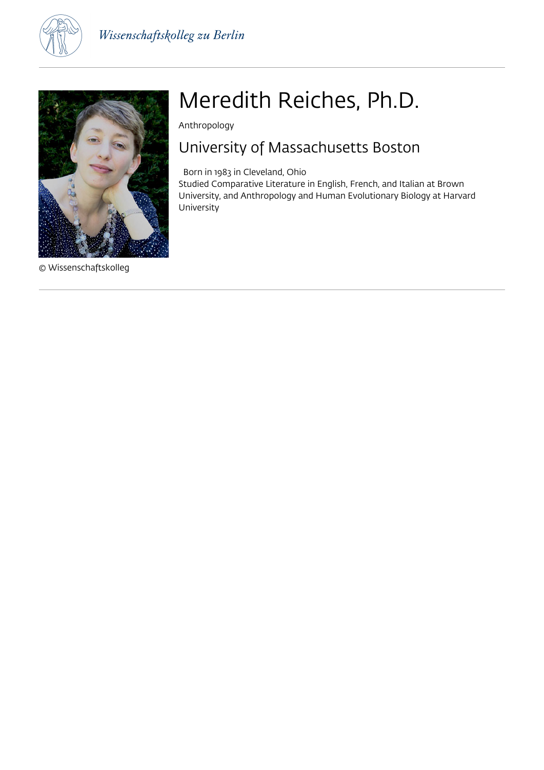# Meredith Reiches, Ph.D.

Anthropology

## University of Massachusetts Boston

Born in 1983 in Cleveland, Ohio
Studied Comparative Literature in English, French, and Italian at Brown University, and Anthropology and Human Evolutionary Biology at Harvard University

© Wissenschaftskolleg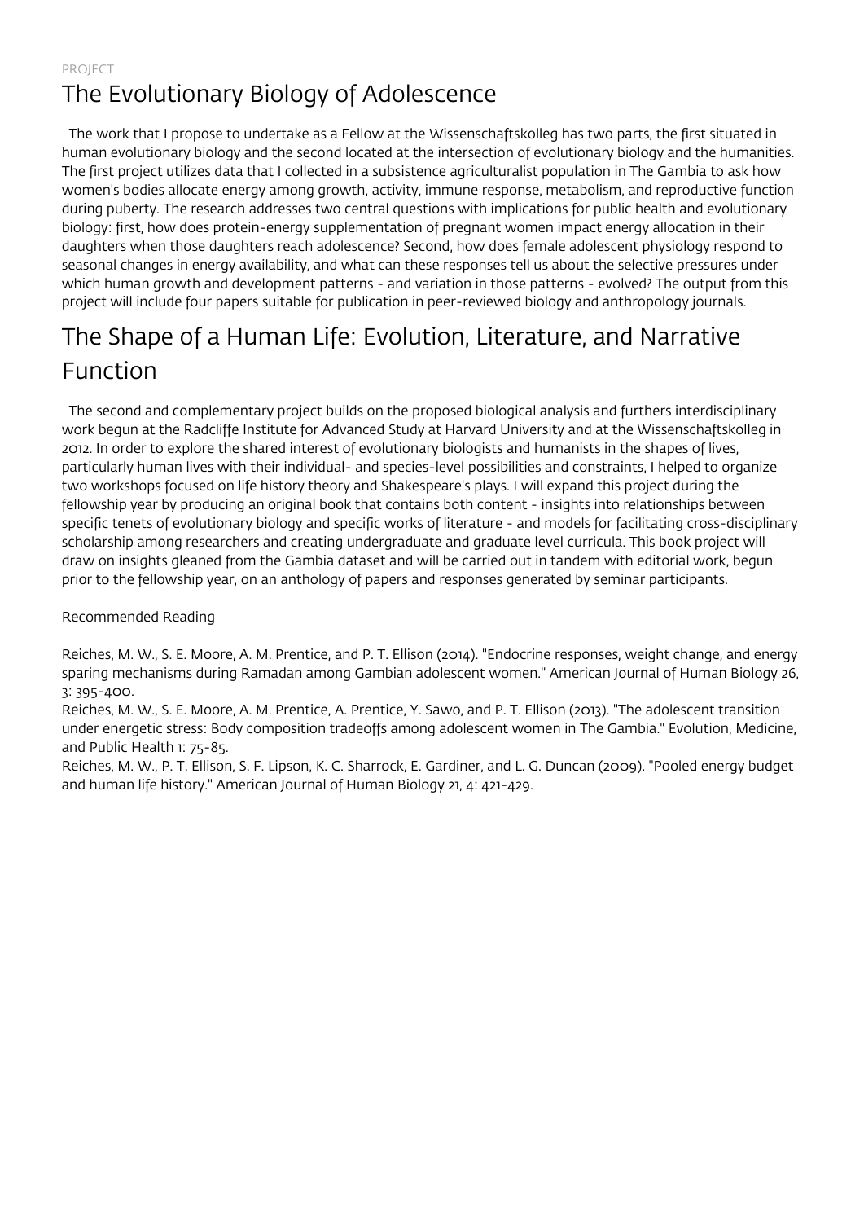PROJECT

# The Evolutionary Biology of Adolescence

The work that I propose to undertake as a Fellow at the Wissenschaftskolleg has two parts, the first situated in human evolutionary biology and the second located at the intersection of evolutionary biology and the humanities. The first project utilizes data that I collected in a subsistence agriculturalist population in The Gambia to ask how women's bodies allocate energy among growth, activity, immune response, metabolism, and reproductive function during puberty. The research addresses two central questions with implications for public health and evolutionary biology: first, how does protein-energy supplementation of pregnant women impact energy allocation in their daughters when those daughters reach adolescence? Second, how does female adolescent physiology respond to seasonal changes in energy availability, and what can these responses tell us about the selective pressures under which human growth and development patterns - and variation in those patterns - evolved? The output from this project will include four papers suitable for publication in peer-reviewed biology and anthropology journals.

# The Shape of a Human Life: Evolution, Literature, and Narrative Function

The second and complementary project builds on the proposed biological analysis and furthers interdisciplinary work begun at the Radcliffe Institute for Advanced Study at Harvard University and at the Wissenschaftskolleg in 2012. In order to explore the shared interest of evolutionary biologists and humanists in the shapes of lives, particularly human lives with their individual- and species-level possibilities and constraints, I helped to organize two workshops focused on life history theory and Shakespeare's plays. I will expand this project during the fellowship year by producing an original book that contains both content - insights into relationships between specific tenets of evolutionary biology and specific works of literature - and models for facilitating cross-disciplinary scholarship among researchers and creating undergraduate and graduate level curricula. This book project will draw on insights gleaned from the Gambia dataset and will be carried out in tandem with editorial work, begun prior to the fellowship year, on an anthology of papers and responses generated by seminar participants.

Recommended Reading

Reiches, M. W., S. E. Moore, A. M. Prentice, and P. T. Ellison (2014). "Endocrine responses, weight change, and energy sparing mechanisms during Ramadan among Gambian adolescent women." American Journal of Human Biology 26, 3: 395-400.

Reiches, M. W., S. E. Moore, A. M. Prentice, A. Prentice, Y. Sawo, and P. T. Ellison (2013). "The adolescent transition under energetic stress: Body composition tradeoffs among adolescent women in The Gambia." Evolution, Medicine, and Public Health 1: 75-85.

Reiches, M. W., P. T. Ellison, S. F. Lipson, K. C. Sharrock, E. Gardiner, and L. G. Duncan (2009). "Pooled energy budget and human life history." American Journal of Human Biology 21, 4: 421-429.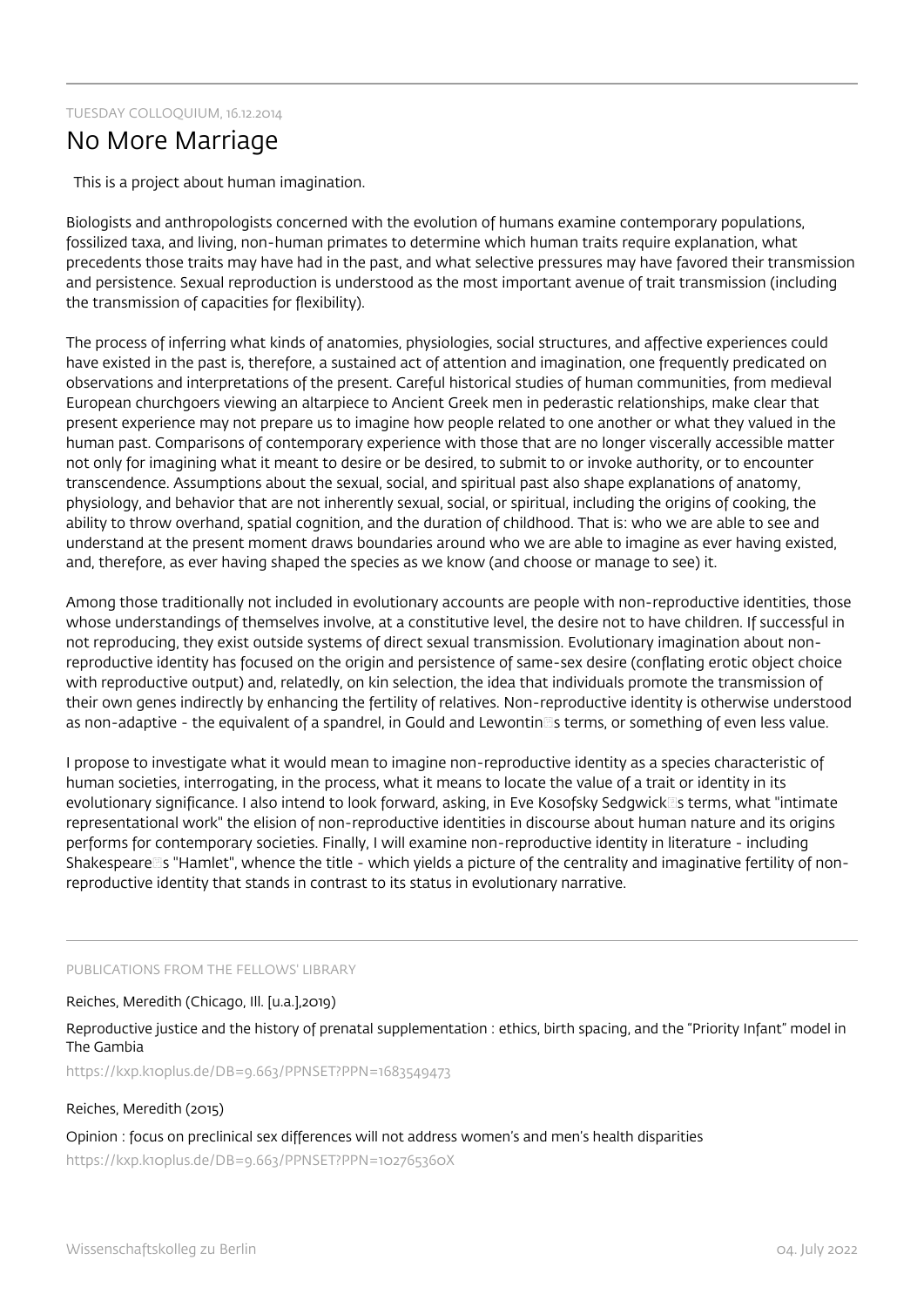TUESDAY COLLOQUIUM, 16.12.2014

# No More Marriage

This is a project about human imagination.

Biologists and anthropologists concerned with the evolution of humans examine contemporary populations, fossilized taxa, and living, non-human primates to determine which human traits require explanation, what precedents those traits may have had in the past, and what selective pressures may have favored their transmission and persistence. Sexual reproduction is understood as the most important avenue of trait transmission (including the transmission of capacities for flexibility).

The process of inferring what kinds of anatomies, physiologies, social structures, and affective experiences could have existed in the past is, therefore, a sustained act of attention and imagination, one frequently predicated on observations and interpretations of the present. Careful historical studies of human communities, from medieval European churchgoers viewing an altarpiece to Ancient Greek men in pederastic relationships, make clear that present experience may not prepare us to imagine how people related to one another or what they valued in the human past. Comparisons of contemporary experience with those that are no longer viscerally accessible matter not only for imagining what it meant to desire or be desired, to submit to or invoke authority, or to encounter transcendence. Assumptions about the sexual, social, and spiritual past also shape explanations of anatomy, physiology, and behavior that are not inherently sexual, social, or spiritual, including the origins of cooking, the ability to throw overhand, spatial cognition, and the duration of childhood. That is: who we are able to see and understand at the present moment draws boundaries around who we are able to imagine as ever having existed, and, therefore, as ever having shaped the species as we know (and choose or manage to see) it.

Among those traditionally not included in evolutionary accounts are people with non-reproductive identities, those whose understandings of themselves involve, at a constitutive level, the desire not to have children. If successful in not reproducing, they exist outside systems of direct sexual transmission. Evolutionary imagination about non-reproductive identity has focused on the origin and persistence of same-sex desire (conflating erotic object choice with reproductive output) and, relatedly, on kin selection, the idea that individuals promote the transmission of their own genes indirectly by enhancing the fertility of relatives. Non-reproductive identity is otherwise understood as non-adaptive - the equivalent of a spandrel, in Gould and Lewontin's terms, or something of even less value.

I propose to investigate what it would mean to imagine non-reproductive identity as a species characteristic of human societies, interrogating, in the process, what it means to locate the value of a trait or identity in its evolutionary significance. I also intend to look forward, asking, in Eve Kosofsky Sedgwick's terms, what "intimate representational work" the elision of non-reproductive identities in discourse about human nature and its origins performs for contemporary societies. Finally, I will examine non-reproductive identity in literature - including Shakespeare's "Hamlet", whence the title - which yields a picture of the centrality and imaginative fertility of non-reproductive identity that stands in contrast to its status in evolutionary narrative.

---

PUBLICATIONS FROM THE FELLOWS' LIBRARY

Reiches, Meredith (Chicago, Ill. [u.a.],2019)

Reproductive justice and the history of prenatal supplementation : ethics, birth spacing, and the "Priority Infant" model in The Gambia

https://kxp.k10plus.de/DB=9.663/PPNSET?PPN=1683549473

Reiches, Meredith (2015)

Opinion : focus on preclinical sex differences will not address women's and men's health disparities

https://kxp.k10plus.de/DB=9.663/PPNSET?PPN=102765360X